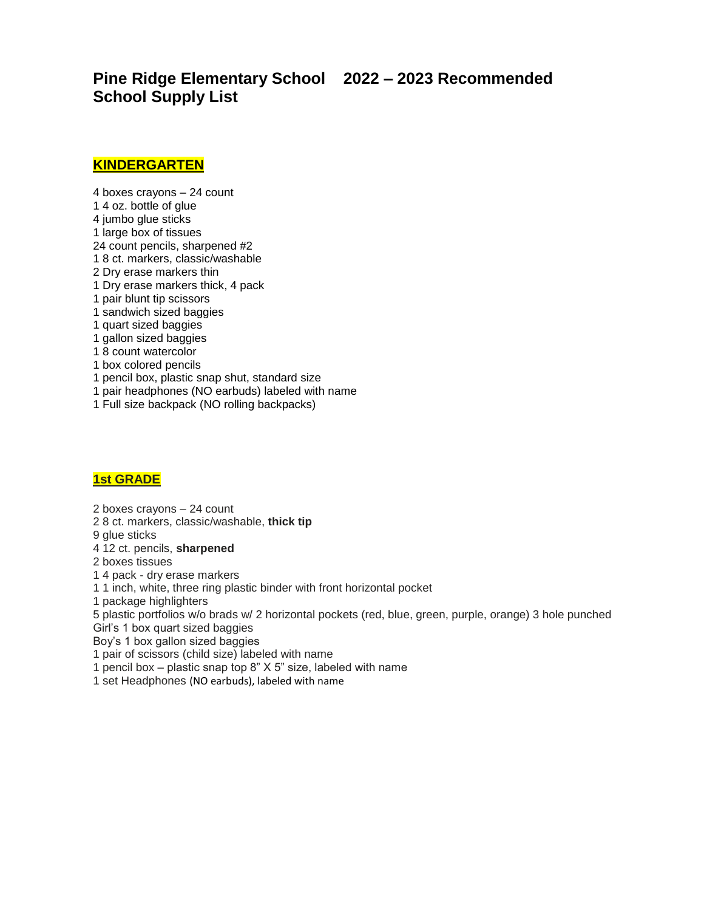# Pine Ridge Elementary School 2022 – 2023 Recommended School Supply List

## KINDERGARTEN

4 boxes crayons – 24 count
1 4 oz. bottle of glue
4 jumbo glue sticks
1 large box of tissues
24 count pencils, sharpened #2
1 8 ct. markers, classic/washable
2 Dry erase markers thin
1 Dry erase markers thick, 4 pack
1 pair blunt tip scissors
1 sandwich sized baggies
1 quart sized baggies
1 gallon sized baggies
1 8 count watercolor
1 box colored pencils
1 pencil box, plastic snap shut, standard size
1 pair headphones (NO earbuds) labeled with name
1 Full size backpack (NO rolling backpacks)

## 1st GRADE

2 boxes crayons – 24 count
2 8 ct. markers, classic/washable, **thick tip**
9 glue sticks
4 12 ct. pencils, **sharpened**
2 boxes tissues
1 4 pack - dry erase markers
1 1 inch, white, three ring plastic binder with front horizontal pocket
1 package highlighters
5 plastic portfolios w/o brads w/ 2 horizontal pockets (red, blue, green, purple, orange) 3 hole punched
Girl's 1 box quart sized baggies
Boy's 1 box gallon sized baggies
1 pair of scissors (child size) labeled with name
1 pencil box – plastic snap top 8" X 5" size, labeled with name
1 set Headphones (NO earbuds), labeled with name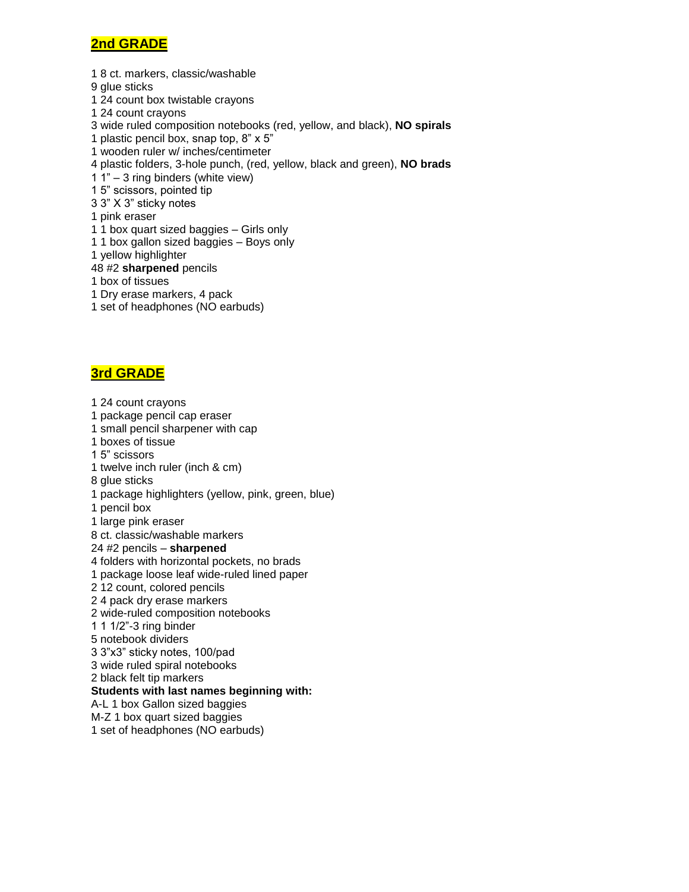## 2nd GRADE

1 8 ct. markers, classic/washable
9 glue sticks
1 24 count box twistable crayons
1 24 count crayons
3 wide ruled composition notebooks (red, yellow, and black), **NO spirals**
1 plastic pencil box, snap top, 8" x 5"
1 wooden ruler w/ inches/centimeter
4 plastic folders, 3-hole punch, (red, yellow, black and green), **NO brads**
1 1" – 3 ring binders (white view)
1 5" scissors, pointed tip
3 3" X 3" sticky notes
1 pink eraser
1 1 box quart sized baggies – Girls only
1 1 box gallon sized baggies – Boys only
1 yellow highlighter
48 #2 **sharpened** pencils
1 box of tissues
1 Dry erase markers, 4 pack
1 set of headphones (NO earbuds)

## 3rd GRADE

1 24 count crayons
1 package pencil cap eraser
1 small pencil sharpener with cap
1 boxes of tissue
1 5" scissors
1 twelve inch ruler (inch & cm)
8 glue sticks
1 package highlighters (yellow, pink, green, blue)
1 pencil box
1 large pink eraser
8 ct. classic/washable markers
24 #2 pencils – **sharpened**
4 folders with horizontal pockets, no brads
1 package loose leaf wide-ruled lined paper
2 12 count, colored pencils
2 4 pack dry erase markers
2 wide-ruled composition notebooks
1 1 1/2"-3 ring binder
5 notebook dividers
3 3"x3" sticky notes, 100/pad
3 wide ruled spiral notebooks
2 black felt tip markers
**Students with last names beginning with:**
A-L 1 box Gallon sized baggies
M-Z 1 box quart sized baggies
1 set of headphones (NO earbuds)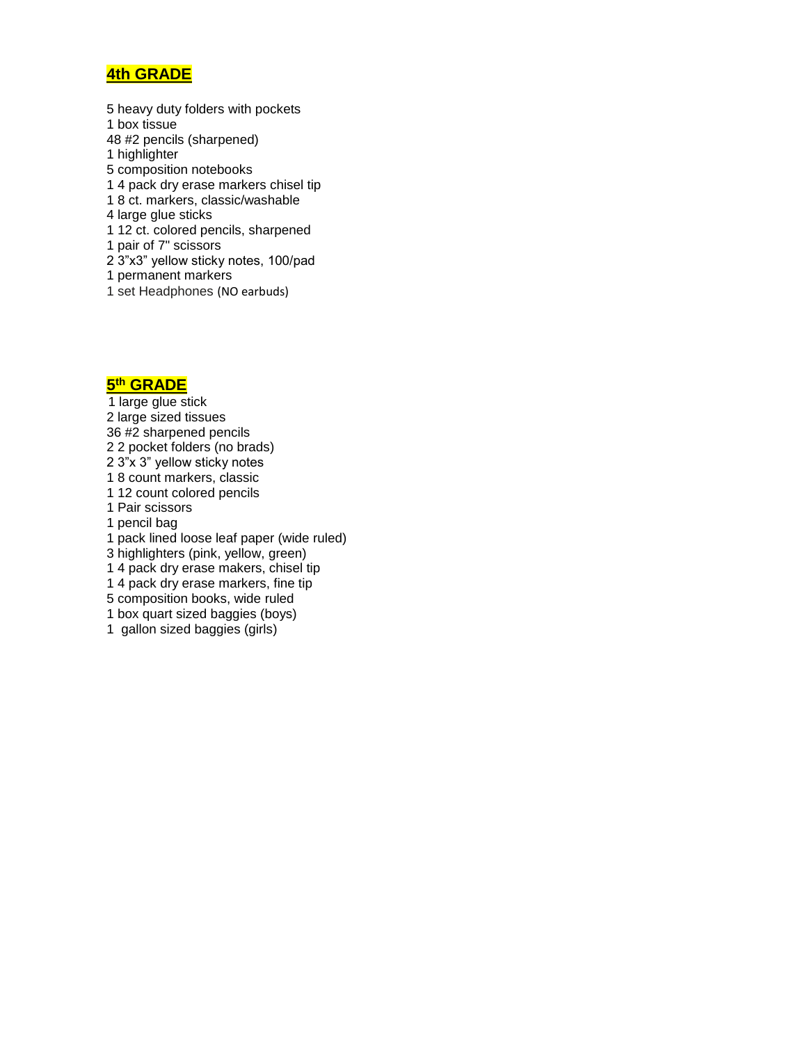## 4th GRADE

5 heavy duty folders with pockets
1 box tissue
48 #2 pencils (sharpened)
1 highlighter
5 composition notebooks
1 4 pack dry erase markers chisel tip
1 8 ct. markers, classic/washable
4 large glue sticks
1 12 ct. colored pencils, sharpened
1 pair of 7" scissors
2 3"x3" yellow sticky notes, 100/pad
1 permanent markers
1 set Headphones (NO earbuds)

## 5th GRADE

1 large glue stick
2 large sized tissues
36 #2 sharpened pencils
2 2 pocket folders (no brads)
2 3"x 3" yellow sticky notes
1 8 count markers, classic
1 12 count colored pencils
1 Pair scissors
1 pencil bag
1 pack lined loose leaf paper (wide ruled)
3 highlighters (pink, yellow, green)
1 4 pack dry erase makers, chisel tip
1 4 pack dry erase markers, fine tip
5 composition books, wide ruled
1 box quart sized baggies (boys)
1 gallon sized baggies (girls)